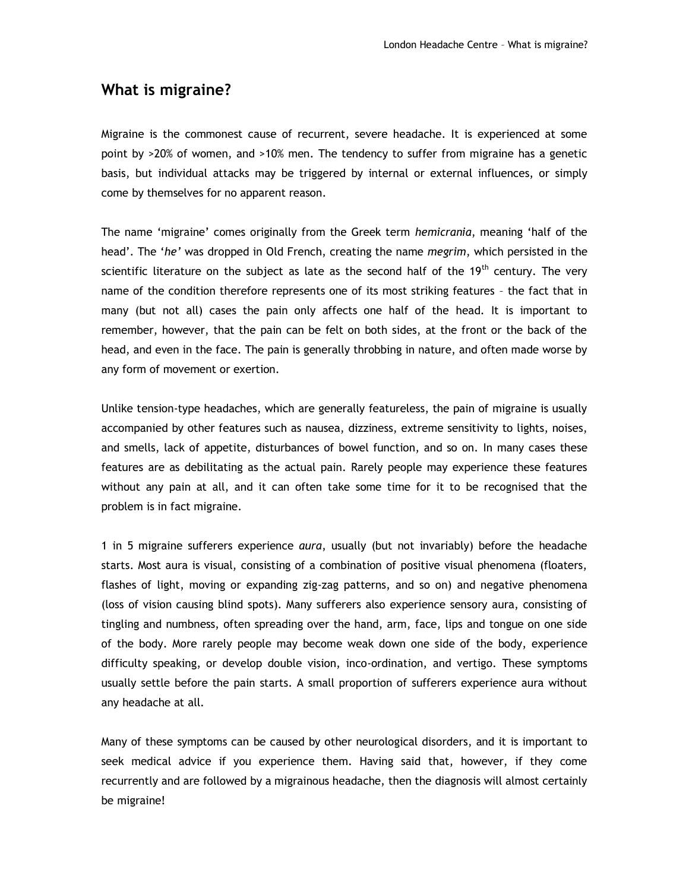## What is migraine?

Migraine is the commonest cause of recurrent, severe headache. It is experienced at some point by >20% of women, and >10% men. The tendency to suffer from migraine has a genetic basis, but individual attacks may be triggered by internal or external influences, or simply come by themselves for no apparent reason.

The name 'migraine' comes originally from the Greek term *hemicrania*, meaning 'half of the head'. The '*he'* was dropped in Old French, creating the name *megrim*, which persisted in the scientific literature on the subject as late as the second half of the 19th century. The very name of the condition therefore represents one of its most striking features – the fact that in many (but not all) cases the pain only affects one half of the head. It is important to remember, however, that the pain can be felt on both sides, at the front or the back of the head, and even in the face. The pain is generally throbbing in nature, and often made worse by any form of movement or exertion.

Unlike tension-type headaches, which are generally featureless, the pain of migraine is usually accompanied by other features such as nausea, dizziness, extreme sensitivity to lights, noises, and smells, lack of appetite, disturbances of bowel function, and so on. In many cases these features are as debilitating as the actual pain. Rarely people may experience these features without any pain at all, and it can often take some time for it to be recognised that the problem is in fact migraine.

1 in 5 migraine sufferers experience *aura*, usually (but not invariably) before the headache starts. Most aura is visual, consisting of a combination of positive visual phenomena (floaters, flashes of light, moving or expanding zig-zag patterns, and so on) and negative phenomena (loss of vision causing blind spots). Many sufferers also experience sensory aura, consisting of tingling and numbness, often spreading over the hand, arm, face, lips and tongue on one side of the body. More rarely people may become weak down one side of the body, experience difficulty speaking, or develop double vision, inco-ordination, and vertigo. These symptoms usually settle before the pain starts. A small proportion of sufferers experience aura without any headache at all.

Many of these symptoms can be caused by other neurological disorders, and it is important to seek medical advice if you experience them. Having said that, however, if they come recurrently and are followed by a migrainous headache, then the diagnosis will almost certainly be migraine!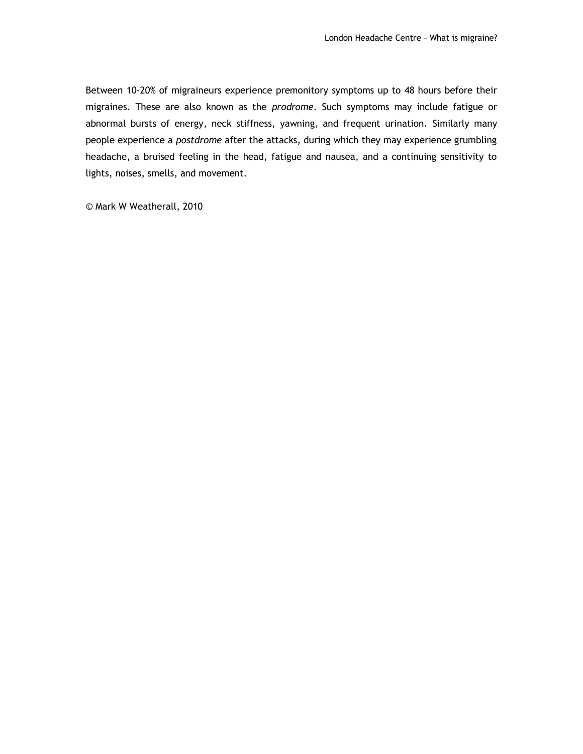Between 10-20% of migraineurs experience premonitory symptoms up to 48 hours before their migraines. These are also known as the *prodrome*. Such symptoms may include fatigue or abnormal bursts of energy, neck stiffness, yawning, and frequent urination. Similarly many people experience a *postdrome* after the attacks, during which they may experience grumbling headache, a bruised feeling in the head, fatigue and nausea, and a continuing sensitivity to lights, noises, smells, and movement.

© Mark W Weatherall, 2010